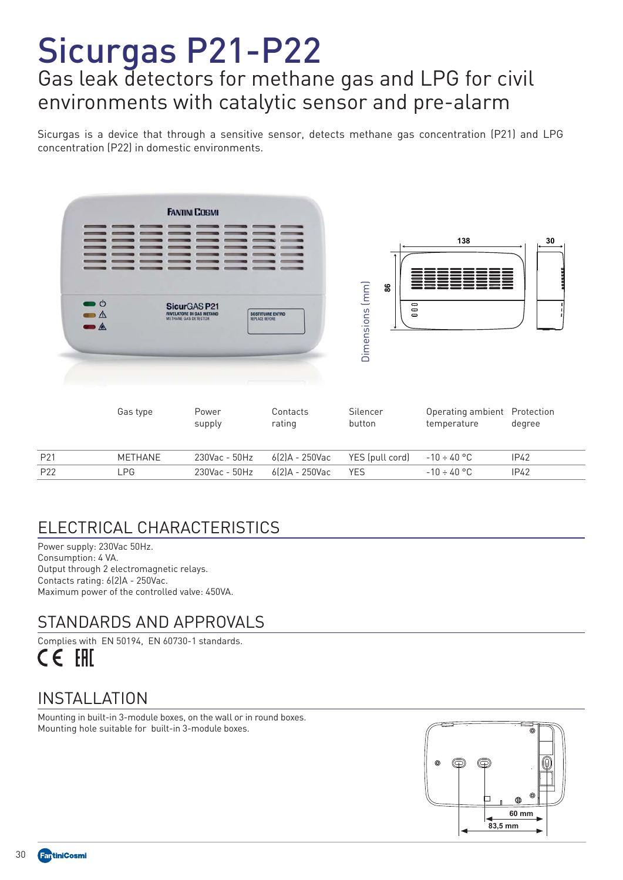# Sicurgas P21-P22

## Gas leak detectors for methane gas and LPG for civil environments with catalytic sensor and pre-alarm

Sicurgas is a device that through a sensitive sensor, detects methane gas concentration (P21) and LPG concentration (P22) in domestic environments.

|  | Gas type | Power supply | Contacts rating | Silencer button | Operating ambient temperature | Protection degree |
|---|---|---|---|---|---|---|
| P21 | METHANE | 230Vac - 50Hz | 6(2)A - 250Vac | YES (pull cord) | -10 ÷ 40 °C | IP42 |
| P22 | LPG | 230Vac - 50Hz | 6(2)A - 250Vac | YES | -10 ÷ 40 °C | IP42 |

## ELECTRICAL CHARACTERISTICS

Power supply: 230Vac 50Hz.
Consumption: 4 VA.
Output through 2 electromagnetic relays.
Contacts rating: 6(2)A - 250Vac.
Maximum power of the controlled valve: 450VA.

## STANDARDS AND APPROVALS

Complies with EN 50194, EN 60730-1 standards.

## INSTALLATION

Mounting in built-in 3-module boxes, on the wall or in round boxes.
Mounting hole suitable for built-in 3-module boxes.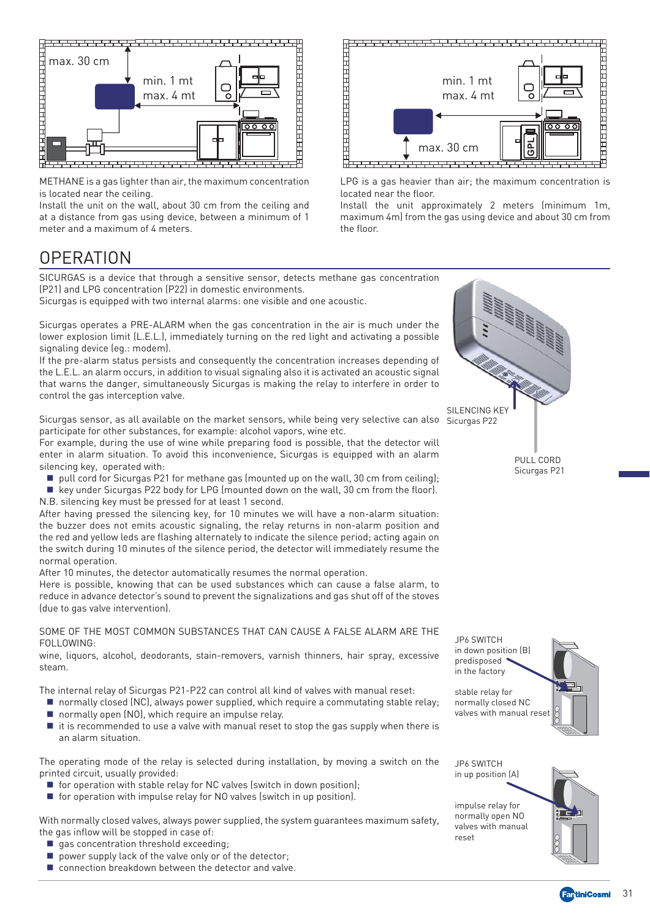max. 30 cm

min. 1 mt
max. 4 mt

METHANE is a gas lighter than air, the maximum concentration is located near the ceiling.
Install the unit on the wall, about 30 cm from the ceiling and at a distance from gas using device, between a minimum of 1 meter and a maximum of 4 meters.

min. 1 mt
max. 4 mt

max. 30 cm

LPG is a gas heavier than air; the maximum concentration is located near the floor.
Install the unit approximately 2 meters (minimum 1m, maximum 4m) from the gas using device and about 30 cm from the floor.

# OPERATION

SICURGAS is a device that through a sensitive sensor, detects methane gas concentration (P21) and LPG concentration (P22) in domestic environments.
Sicurgas is equipped with two internal alarms: one visible and one acoustic.

Sicurgas operates a PRE-ALARM when the gas concentration in the air is much under the lower explosion limit (L.E.L.), immediately turning on the red light and activating a possible signaling device (eg.: modem).
If the pre-alarm status persists and consequently the concentration increases depending of the L.E.L. an alarm occurs, in addition to visual signaling also it is activated an acoustic signal that warns the danger, simultaneously Sicurgas is making the relay to interfere in order to control the gas interception valve.

Sicurgas sensor, as all available on the market sensors, while being very selective can also participate for other substances, for example: alcohol vapors, wine etc.
For example, during the use of wine while preparing food is possible, that the detector will enter in alarm situation. To avoid this inconvenience, Sicurgas is equipped with an alarm silencing key, operated with:

- pull cord for Sicurgas P21 for methane gas (mounted up on the wall, 30 cm from ceiling);
- key under Sicurgas P22 body for LPG (mounted down on the wall, 30 cm from the floor).

N.B. silencing key must be pressed for at least 1 second.
After having pressed the silencing key, for 10 minutes we will have a non-alarm situation: the buzzer does not emits acoustic signaling, the relay returns in non-alarm position and the red and yellow leds are flashing alternately to indicate the silence period; acting again on the switch during 10 minutes of the silence period, the detector will immediately resume the normal operation.
After 10 minutes, the detector automatically resumes the normal operation.
Here is possible, knowing that can be used substances which can cause a false alarm, to reduce in advance detector's sound to prevent the signalizations and gas shut off of the stoves (due to gas valve intervention).

SILENCING KEY
Sicurgas P22

PULL CORD
Sicurgas P21

SOME OF THE MOST COMMON SUBSTANCES THAT CAN CAUSE A FALSE ALARM ARE THE FOLLOWING:
wine, liquors, alcohol, deodorants, stain-removers, varnish thinners, hair spray, excessive steam.

The internal relay of Sicurgas P21-P22 can control all kind of valves with manual reset:

- normally closed (NC), always power supplied, which require a commutating stable relay;
- normally open (NO), which require an impulse relay.
- it is recommended to use a valve with manual reset to stop the gas supply when there is an alarm situation.

The operating mode of the relay is selected during installation, by moving a switch on the printed circuit, usually provided:

- for operation with stable relay for NC valves (switch in down position);
- for operation with impulse relay for NO valves (switch in up position).

With normally closed valves, always power supplied, the system guarantees maximum safety, the gas inflow will be stopped in case of:

- gas concentration threshold exceeding;
- power supply lack of the valve only or of the detector;
- connection breakdown between the detector and valve.

JP6 SWITCH
in down position (B)
predisposed
in the factory

stable relay for
normally closed NC
valves with manual reset

JP6 SWITCH
in up position (A)

impulse relay for
normally open NO
valves with manual
reset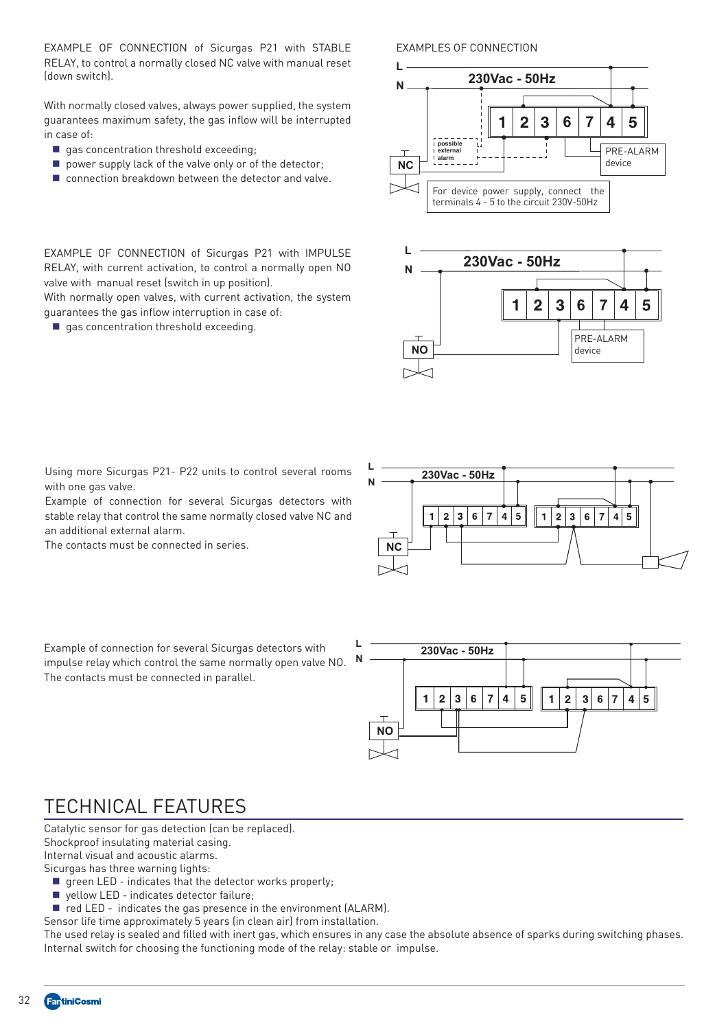EXAMPLE OF CONNECTION of Sicurgas P21 with STABLE RELAY, to control a normally closed NC valve with manual reset (down switch).

With normally closed valves, always power supplied, the system guarantees maximum safety, the gas inflow will be interrupted in case of:

- gas concentration threshold exceeding;
- power supply lack of the valve only or of the detector;
- connection breakdown between the detector and valve.

EXAMPLES OF CONNECTION

L
N
230Vac - 50Hz
1 2 3 6 7 4 5
possible external alarm
NC
PRE-ALARM device
For device power supply, connect the terminals 4 - 5 to the circuit 230V-50Hz

EXAMPLE OF CONNECTION of Sicurgas P21 with IMPULSE RELAY, with current activation, to control a normally open NO valve with manual reset (switch in up position).
With normally open valves, with current activation, the system guarantees the gas inflow interruption in case of:

- gas concentration threshold exceeding.

L
N
230Vac - 50Hz
1 2 3 6 7 4 5
NO
PRE-ALARM device

Using more Sicurgas P21- P22 units to control several rooms with one gas valve.
Example of connection for several Sicurgas detectors with stable relay that control the same normally closed valve NC and an additional external alarm.
The contacts must be connected in series.

L
N
230Vac - 50Hz
1 2 3 6 7 4 5
1 2 3 6 7 4 5
NC

Example of connection for several Sicurgas detectors with impulse relay which control the same normally open valve NO.
The contacts must be connected in parallel.

L
N
230Vac - 50Hz
1 2 3 6 7 4 5
1 2 3 6 7 4 5
NO

# TECHNICAL FEATURES

Catalytic sensor for gas detection (can be replaced).
Shockproof insulating material casing.
Internal visual and acoustic alarms.
Sicurgas has three warning lights:

- green LED - indicates that the detector works properly;
- yellow LED - indicates detector failure;
- red LED - indicates the gas presence in the environment (ALARM).

Sensor life time approximately 5 years (in clean air) from installation.
The used relay is sealed and filled with inert gas, which ensures in any case the absolute absence of sparks during switching phases.
Internal switch for choosing the functioning mode of the relay: stable or impulse.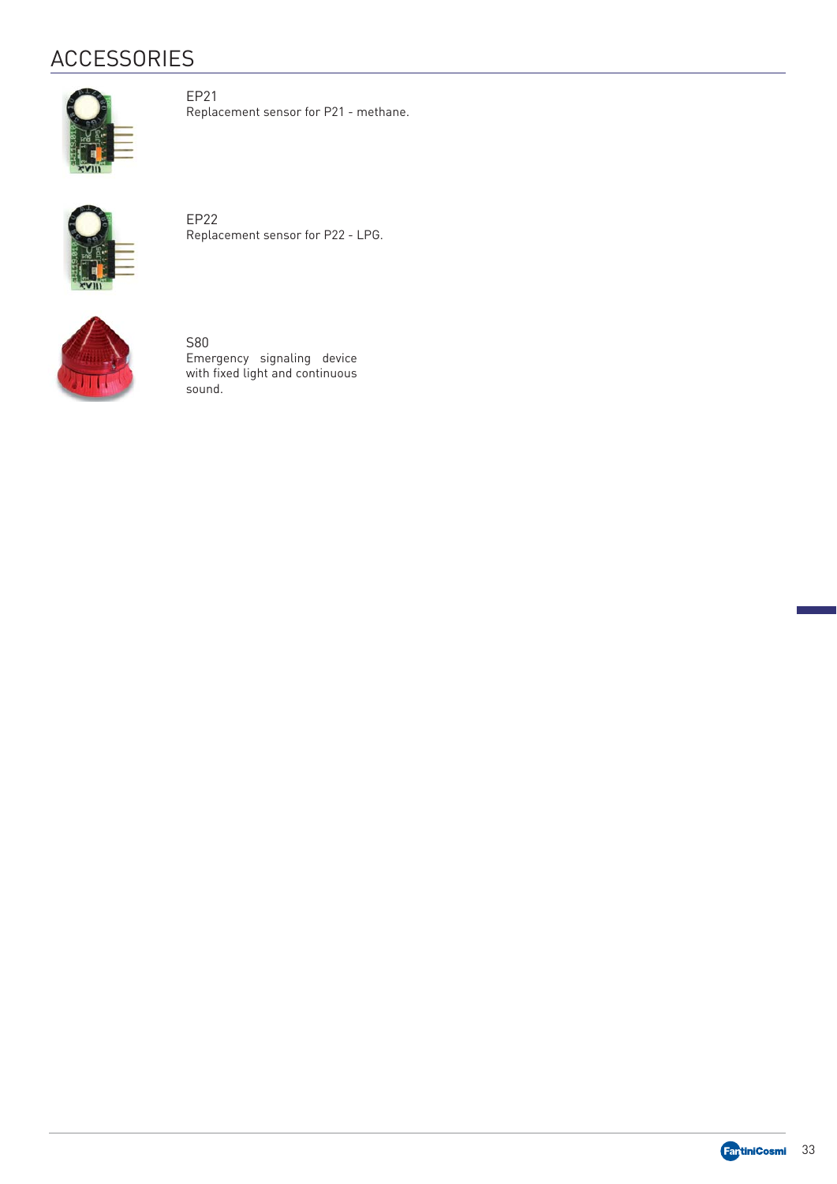# ACCESSORIES

EP21
Replacement sensor for P21 - methane.

EP22
Replacement sensor for P22 - LPG.

S80
Emergency signaling device with fixed light and continuous sound.